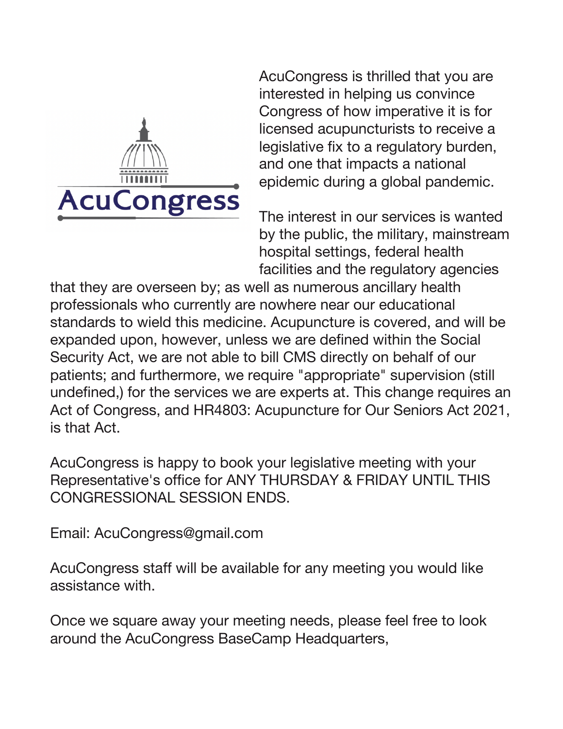AcuCongress

AcuCongress is thrilled that you are interested in helping us convince Congress of how imperative it is for licensed acupuncturists to receive a legislative fix to a regulatory burden, and one that impacts a national epidemic during a global pandemic.

The interest in our services is wanted by the public, the military, mainstream hospital settings, federal health facilities and the regulatory agencies that they are overseen by; as well as numerous ancillary health professionals who currently are nowhere near our educational standards to wield this medicine. Acupuncture is covered, and will be expanded upon, however, unless we are defined within the Social Security Act, we are not able to bill CMS directly on behalf of our patients; and furthermore, we require "appropriate" supervision (still undefined,) for the services we are experts at. This change requires an Act of Congress, and HR4803: Acupuncture for Our Seniors Act 2021, is that Act.

AcuCongress is happy to book your legislative meeting with your Representative's office for ANY THURSDAY & FRIDAY UNTIL THIS CONGRESSIONAL SESSION ENDS.

Email: AcuCongress@gmail.com

AcuCongress staff will be available for any meeting you would like assistance with.

Once we square away your meeting needs, please feel free to look around the AcuCongress BaseCamp Headquarters,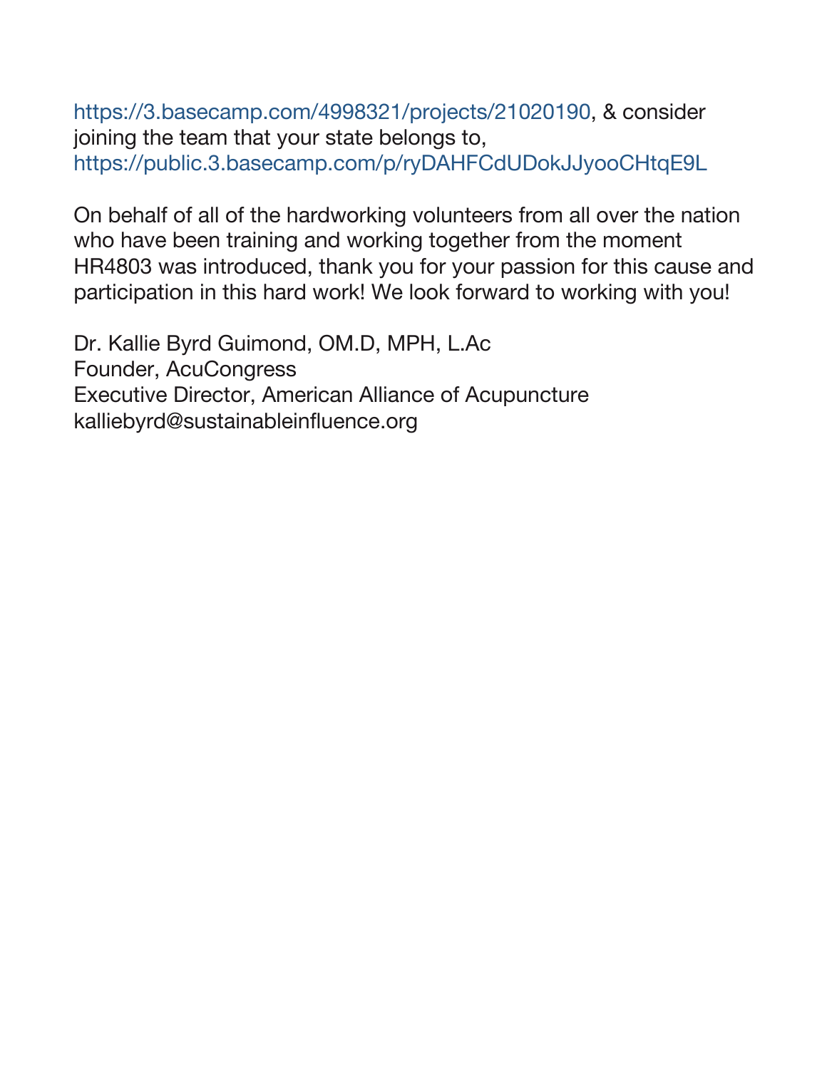https://3.basecamp.com/4998321/projects/21020190, & consider joining the team that your state belongs to, https://public.3.basecamp.com/p/ryDAHFCdUDokJJyooCHtqE9L

On behalf of all of the hardworking volunteers from all over the nation who have been training and working together from the moment HR4803 was introduced, thank you for your passion for this cause and participation in this hard work! We look forward to working with you!

Dr. Kallie Byrd Guimond, OM.D, MPH, L.Ac
Founder, AcuCongress
Executive Director, American Alliance of Acupuncture
kalliebyrd@sustainableinfluence.org